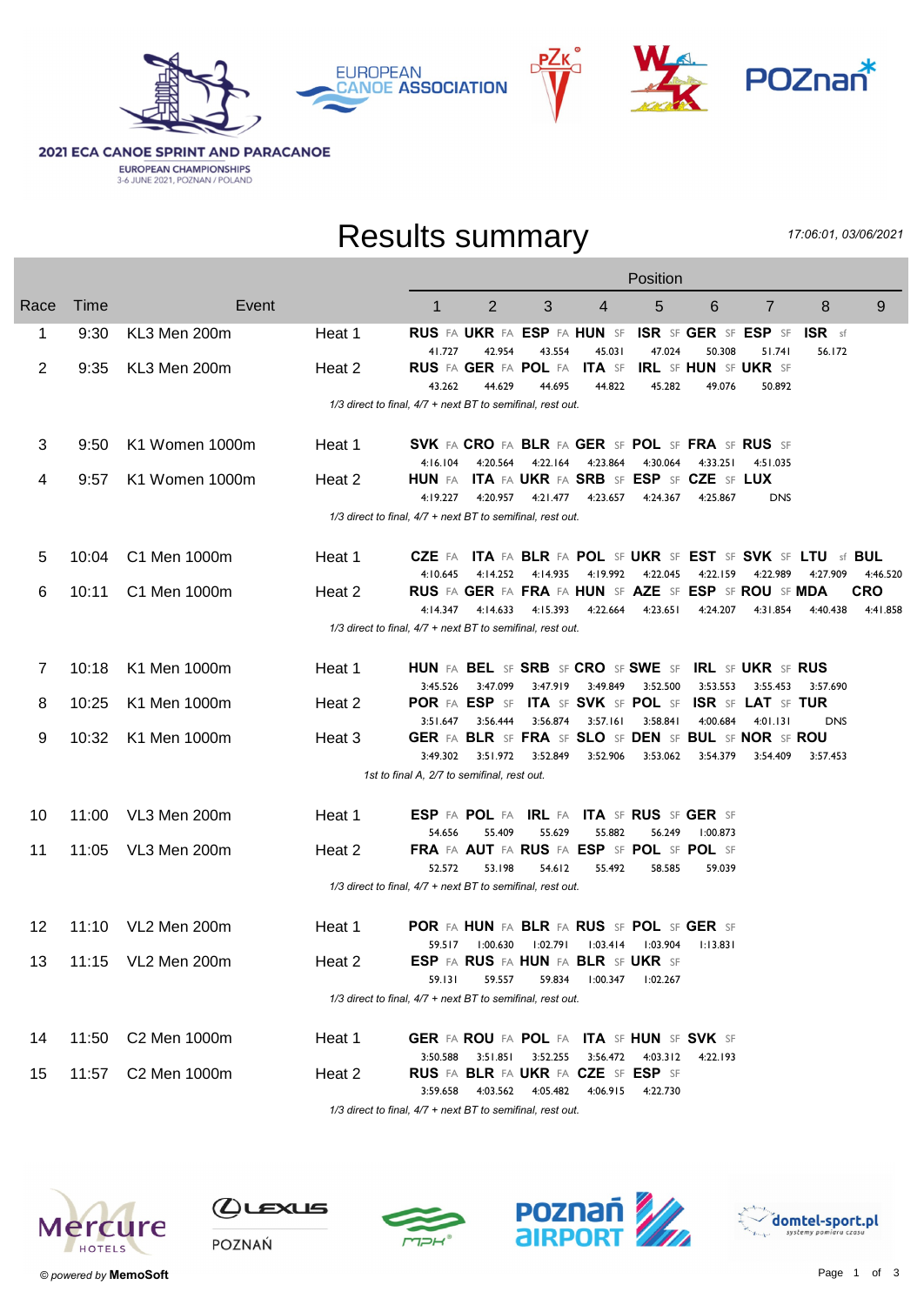2021 ECA CANOE SPRINT AND PARACANOE

EUROPEAN CHAMPIONSHIPS
3-6 JUNE 2021, POZNAN / POLAND

# Results summary

*17:06:01, 03/06/2021*

| Race | Time | Event | | Position 1 | 2 | 3 | 4 | 5 | 6 | 7 | 8 | 9 |
|---|---|---|---|---|---|---|---|---|---|---|---|---|
| 1 | 9:30 | KL3 Men 200m | Heat 1 | **RUS** FA | **UKR** FA | **ESP** FA | **HUN** SF | **ISR** SF | **GER** SF | **ESP** SF | **ISR** sf | |
| | | | | 41.727 | 42.954 | 43.554 | 45.031 | 47.024 | 50.308 | 51.741 | 56.172 | |
| 2 | 9:35 | KL3 Men 200m | Heat 2 | **RUS** FA | **GER** FA | **POL** FA | **ITA** SF | **IRL** SF | **HUN** SF | **UKR** SF | | |
| | | | | 43.262 | 44.629 | 44.695 | 44.822 | 45.282 | 49.076 | 50.892 | | |
| | | | *1/3 direct to final, 4/7 + next BT to semifinal, rest out.* | | | | | | | | | |
| 3 | 9:50 | K1 Women 1000m | Heat 1 | **SVK** FA | **CRO** FA | **BLR** FA | **GER** SF | **POL** SF | **FRA** SF | **RUS** SF | | |
| | | | | 4:16.104 | 4:20.564 | 4:22.164 | 4:23.864 | 4:30.064 | 4:33.251 | 4:51.035 | | |
| 4 | 9:57 | K1 Women 1000m | Heat 2 | **HUN** FA | **ITA** FA | **UKR** FA | **SRB** SF | **ESP** SF | **CZE** SF | **LUX** | | |
| | | | | 4:19.227 | 4:20.957 | 4:21.477 | 4:23.657 | 4:24.367 | 4:25.867 | DNS | | |
| | | | *1/3 direct to final, 4/7 + next BT to semifinal, rest out.* | | | | | | | | | |
| 5 | 10:04 | C1 Men 1000m | Heat 1 | **CZE** FA | **ITA** FA | **BLR** FA | **POL** SF | **UKR** SF | **EST** SF | **SVK** SF | **LTU** sf | **BUL** |
| | | | | 4:10.645 | 4:14.252 | 4:14.935 | 4:19.992 | 4:22.045 | 4:22.159 | 4:22.989 | 4:27.909 | 4:46.520 |
| 6 | 10:11 | C1 Men 1000m | Heat 2 | **RUS** FA | **GER** FA | **FRA** FA | **HUN** SF | **AZE** SF | **ESP** SF | **ROU** SF | **MDA** | **CRO** |
| | | | | 4:14.347 | 4:14.633 | 4:15.393 | 4:22.664 | 4:23.651 | 4:24.207 | 4:31.854 | 4:40.438 | 4:41.858 |
| | | | *1/3 direct to final, 4/7 + next BT to semifinal, rest out.* | | | | | | | | | |
| 7 | 10:18 | K1 Men 1000m | Heat 1 | **HUN** FA | **BEL** SF | **SRB** SF | **CRO** SF | **SWE** SF | **IRL** SF | **UKR** SF | **RUS** | |
| | | | | 3:45.526 | 3:47.099 | 3:47.919 | 3:49.849 | 3:52.500 | 3:53.553 | 3:55.453 | 3:57.690 | |
| 8 | 10:25 | K1 Men 1000m | Heat 2 | **POR** FA | **ESP** SF | **ITA** SF | **SVK** SF | **POL** SF | **ISR** SF | **LAT** SF | **TUR** | |
| | | | | 3:51.647 | 3:56.444 | 3:56.874 | 3:57.161 | 3:58.841 | 4:00.684 | 4:01.131 | DNS | |
| 9 | 10:32 | K1 Men 1000m | Heat 3 | **GER** FA | **BLR** SF | **FRA** SF | **SLO** SF | **DEN** SF | **BUL** SF | **NOR** SF | **ROU** | |
| | | | | 3:49.302 | 3:51.972 | 3:52.849 | 3:52.906 | 3:53.062 | 3:54.379 | 3:54.409 | 3:57.453 | |
| | | | *1st to final A, 2/7 to semifinal, rest out.* | | | | | | | | | |
| 10 | 11:00 | VL3 Men 200m | Heat 1 | **ESP** FA | **POL** FA | **IRL** FA | **ITA** SF | **RUS** SF | **GER** SF | | | |
| | | | | 54.656 | 55.409 | 55.629 | 55.882 | 56.249 | 1:00.873 | | | |
| 11 | 11:05 | VL3 Men 200m | Heat 2 | **FRA** FA | **AUT** FA | **RUS** FA | **ESP** SF | **POL** SF | **POL** SF | | | |
| | | | | 52.572 | 53.198 | 54.612 | 55.492 | 58.585 | 59.039 | | | |
| | | | *1/3 direct to final, 4/7 + next BT to semifinal, rest out.* | | | | | | | | | |
| 12 | 11:10 | VL2 Men 200m | Heat 1 | **POR** FA | **HUN** FA | **BLR** FA | **RUS** SF | **POL** SF | **GER** SF | | | |
| | | | | 59.517 | 1:00.630 | 1:02.791 | 1:03.414 | 1:03.904 | 1:13.831 | | | |
| 13 | 11:15 | VL2 Men 200m | Heat 2 | **ESP** FA | **RUS** FA | **HUN** FA | **BLR** SF | **UKR** SF | | | | |
| | | | | 59.131 | 59.557 | 59.834 | 1:00.347 | 1:02.267 | | | | |
| | | | *1/3 direct to final, 4/7 + next BT to semifinal, rest out.* | | | | | | | | | |
| 14 | 11:50 | C2 Men 1000m | Heat 1 | **GER** FA | **ROU** FA | **POL** FA | **ITA** SF | **HUN** SF | **SVK** SF | | | |
| | | | | 3:50.588 | 3:51.851 | 3:52.255 | 3:56.472 | 4:03.312 | 4:22.193 | | | |
| 15 | 11:57 | C2 Men 1000m | Heat 2 | **RUS** FA | **BLR** FA | **UKR** FA | **CZE** SF | **ESP** SF | | | | |
| | | | | 3:59.658 | 4:03.562 | 4:05.482 | 4:06.915 | 4:22.730 | | | | |
| | | | *1/3 direct to final, 4/7 + next BT to semifinal, rest out.* | | | | | | | | | |

© *powered by* **MemoSoft**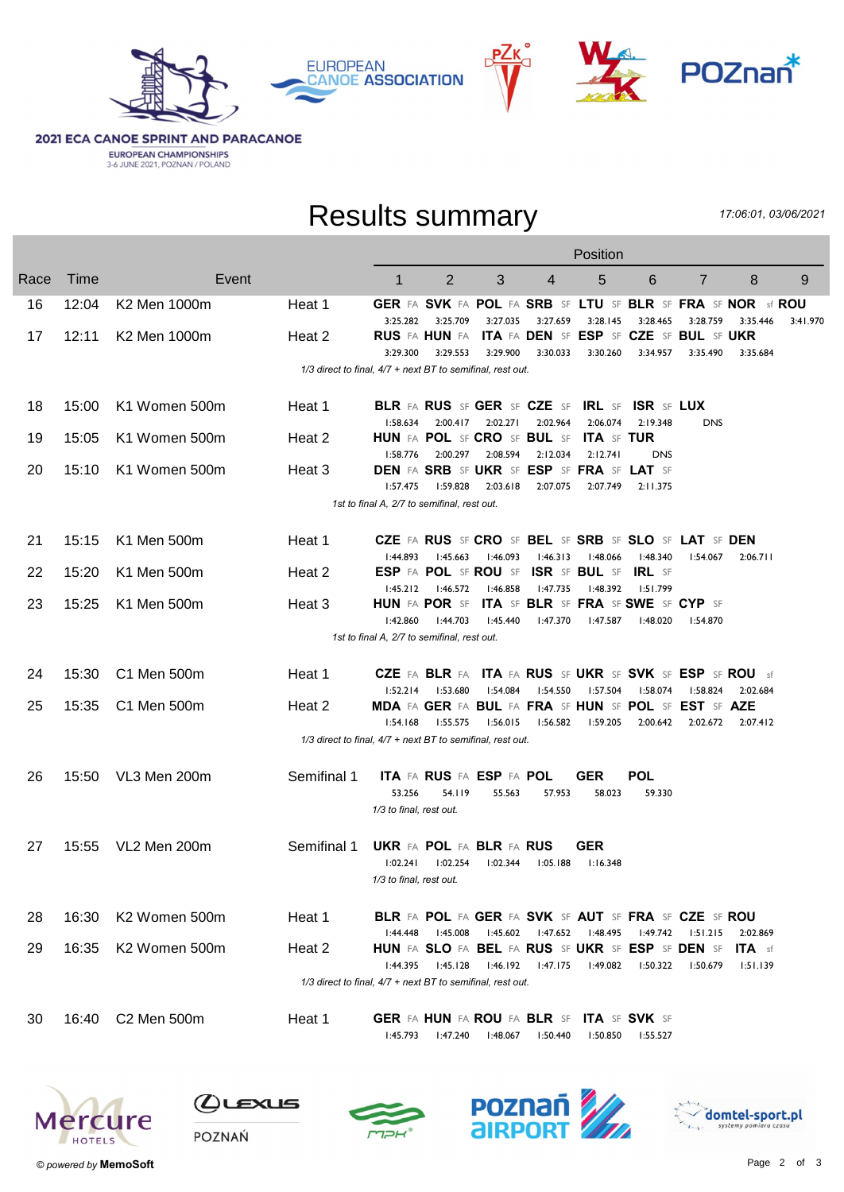2021 ECA CANOE SPRINT AND PARACANOE

EUROPEAN CHAMPIONSHIPS
3-6 JUNE 2021, POZNAN / POLAND

# Results summary

*17:06:01, 03/06/2021*

| Race | Time | Event | | 1 | 2 | 3 | 4 | 5 | 6 | 7 | 8 | 9 |
|---|---|---|---|---|---|---|---|---|---|---|---|---|
| 16 | 12:04 | K2 Men 1000m | Heat 1 | **GER** FA | **SVK** FA | **POL** FA | **SRB** SF | **LTU** SF | **BLR** SF | **FRA** SF | **NOR** sf | **ROU** |
| | | | | 3:25.282 | 3:25.709 | 3:27.035 | 3:27.659 | 3:28.145 | 3:28.465 | 3:28.759 | 3:35.446 | 3:41.970 |
| 17 | 12:11 | K2 Men 1000m | Heat 2 | **RUS** FA | **HUN** FA | **ITA** FA | **DEN** SF | **ESP** SF | **CZE** SF | **BUL** SF | **UKR** | |
| | | | | 3:29.300 | 3:29.553 | 3:29.900 | 3:30.033 | 3:30.260 | 3:34.957 | 3:35.490 | 3:35.684 | |
| | | | *1/3 direct to final, 4/7 + next BT to semifinal, rest out.* | | | | | | | | | |
| 18 | 15:00 | K1 Women 500m | Heat 1 | **BLR** FA | **RUS** SF | **GER** SF | **CZE** SF | **IRL** SF | **ISR** SF | **LUX** | | |
| | | | | 1:58.634 | 2:00.417 | 2:02.271 | 2:02.964 | 2:06.074 | 2:19.348 | DNS | | |
| 19 | 15:05 | K1 Women 500m | Heat 2 | **HUN** FA | **POL** SF | **CRO** SF | **BUL** SF | **ITA** SF | **TUR** | | | |
| | | | | 1:58.776 | 2:00.297 | 2:08.594 | 2:12.034 | 2:12.741 | DNS | | | |
| 20 | 15:10 | K1 Women 500m | Heat 3 | **DEN** FA | **SRB** SF | **UKR** SF | **ESP** SF | **FRA** SF | **LAT** SF | | | |
| | | | | 1:57.475 | 1:59.828 | 2:03.618 | 2:07.075 | 2:07.749 | 2:11.375 | | | |
| | | | *1st to final A, 2/7 to semifinal, rest out.* | | | | | | | | | |
| 21 | 15:15 | K1 Men 500m | Heat 1 | **CZE** FA | **RUS** SF | **CRO** SF | **BEL** SF | **SRB** SF | **SLO** SF | **LAT** SF | **DEN** | |
| | | | | 1:44.893 | 1:45.663 | 1:46.093 | 1:46.313 | 1:48.066 | 1:48.340 | 1:54.067 | 2:06.711 | |
| 22 | 15:20 | K1 Men 500m | Heat 2 | **ESP** FA | **POL** SF | **ROU** SF | **ISR** SF | **BUL** SF | **IRL** SF | | | |
| | | | | 1:45.212 | 1:46.572 | 1:46.858 | 1:47.735 | 1:48.392 | 1:51.799 | | | |
| 23 | 15:25 | K1 Men 500m | Heat 3 | **HUN** FA | **POR** SF | **ITA** SF | **BLR** SF | **FRA** SF | **SWE** SF | **CYP** SF | | |
| | | | | 1:42.860 | 1:44.703 | 1:45.440 | 1:47.370 | 1:47.587 | 1:48.020 | 1:54.870 | | |
| | | | *1st to final A, 2/7 to semifinal, rest out.* | | | | | | | | | |
| 24 | 15:30 | C1 Men 500m | Heat 1 | **CZE** FA | **BLR** FA | **ITA** FA | **RUS** SF | **UKR** SF | **SVK** SF | **ESP** SF | **ROU** sf | |
| | | | | 1:52.214 | 1:53.680 | 1:54.084 | 1:54.550 | 1:57.504 | 1:58.074 | 1:58.824 | 2:02.684 | |
| 25 | 15:35 | C1 Men 500m | Heat 2 | **MDA** FA | **GER** FA | **BUL** FA | **FRA** SF | **HUN** SF | **POL** SF | **EST** SF | **AZE** | |
| | | | | 1:54.168 | 1:55.575 | 1:56.015 | 1:56.582 | 1:59.205 | 2:00.642 | 2:02.672 | 2:07.412 | |
| | | | *1/3 direct to final, 4/7 + next BT to semifinal, rest out.* | | | | | | | | | |
| 26 | 15:50 | VL3 Men 200m | Semifinal 1 | **ITA** FA | **RUS** FA | **ESP** FA | **POL** | **GER** | **POL** | | | |
| | | | | 53.256 | 54.119 | 55.563 | 57.953 | 58.023 | 59.330 | | | |
| | | | *1/3 to final, rest out.* | | | | | | | | | |
| 27 | 15:55 | VL2 Men 200m | Semifinal 1 | **UKR** FA | **POL** FA | **BLR** FA | **RUS** | **GER** | | | | |
| | | | | 1:02.241 | 1:02.254 | 1:02.344 | 1:05.188 | 1:16.348 | | | | |
| | | | *1/3 to final, rest out.* | | | | | | | | | |
| 28 | 16:30 | K2 Women 500m | Heat 1 | **BLR** FA | **POL** FA | **GER** FA | **SVK** SF | **AUT** SF | **FRA** SF | **CZE** SF | **ROU** | |
| | | | | 1:44.448 | 1:45.008 | 1:45.602 | 1:47.652 | 1:48.495 | 1:49.742 | 1:51.215 | 2:02.869 | |
| 29 | 16:35 | K2 Women 500m | Heat 2 | **HUN** FA | **SLO** FA | **BEL** FA | **RUS** SF | **UKR** SF | **ESP** SF | **DEN** SF | **ITA** sf | |
| | | | | 1:44.395 | 1:45.128 | 1:46.192 | 1:47.175 | 1:49.082 | 1:50.322 | 1:50.679 | 1:51.139 | |
| | | | *1/3 direct to final, 4/7 + next BT to semifinal, rest out.* | | | | | | | | | |
| 30 | 16:40 | C2 Men 500m | Heat 1 | **GER** FA | **HUN** FA | **ROU** FA | **BLR** SF | **ITA** SF | **SVK** SF | | | |
| | | | | 1:45.793 | 1:47.240 | 1:48.067 | 1:50.440 | 1:50.850 | 1:55.527 | | | |

© *powered by* **MemoSoft**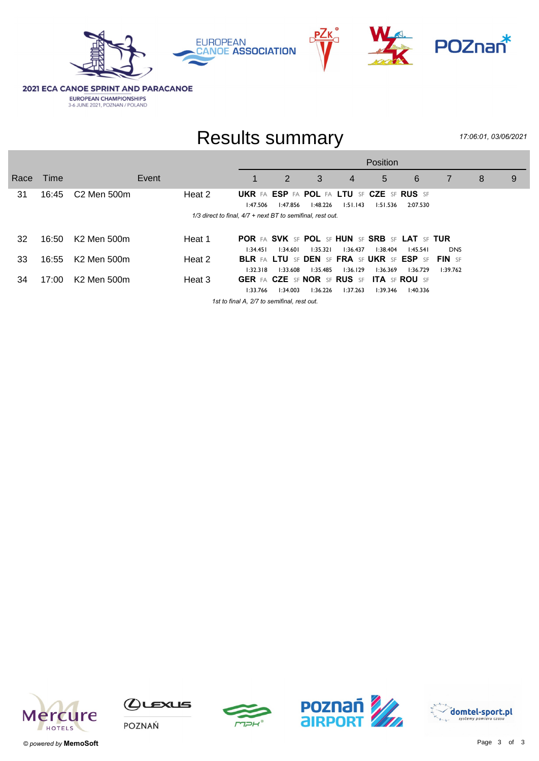# 2021 ECA CANOE SPRINT AND PARACANOE

EUROPEAN CHAMPIONSHIPS
3-6 JUNE 2021, POZNAN / POLAND

## Results summary

*17:06:01, 03/06/2021*

| | | | | Position | | | | | | | | |
|---|---|---|---|---|---|---|---|---|---|---|---|---|
| Race | Time | Event | | 1 | 2 | 3 | 4 | 5 | 6 | 7 | 8 | 9 |
| 31 | 16:45 | C2 Men 500m | Heat 2 | UKR FA 1:47.506 | ESP FA 1:47.856 | POL FA 1:48.226 | LTU SF 1:51.143 | CZE SF 1:51.536 | RUS SF 2:07.530 | | | |
| | | | | *1/3 direct to final, 4/7 + next BT to semifinal, rest out.* | | | | | | | | |
| 32 | 16:50 | K2 Men 500m | Heat 1 | POR FA 1:34.451 | SVK SF 1:34.601 | POL SF 1:35.321 | HUN SF 1:36.437 | SRB SF 1:38.404 | LAT SF 1:45.541 | TUR DNS | | |
| 33 | 16:55 | K2 Men 500m | Heat 2 | BLR FA 1:32.318 | LTU SF 1:33.608 | DEN SF 1:35.485 | FRA SF 1:36.129 | UKR SF 1:36.369 | ESP SF 1:36.729 | FIN SF 1:39.762 | | |
| 34 | 17:00 | K2 Men 500m | Heat 3 | GER FA 1:33.766 | CZE SF 1:34.003 | NOR SF 1:36.226 | RUS SF 1:37.263 | ITA SF 1:39.346 | ROU SF 1:40.336 | | | |
| | | | | *1st to final A, 2/7 to semifinal, rest out.* | | | | | | | | |

© powered by **MemoSoft**